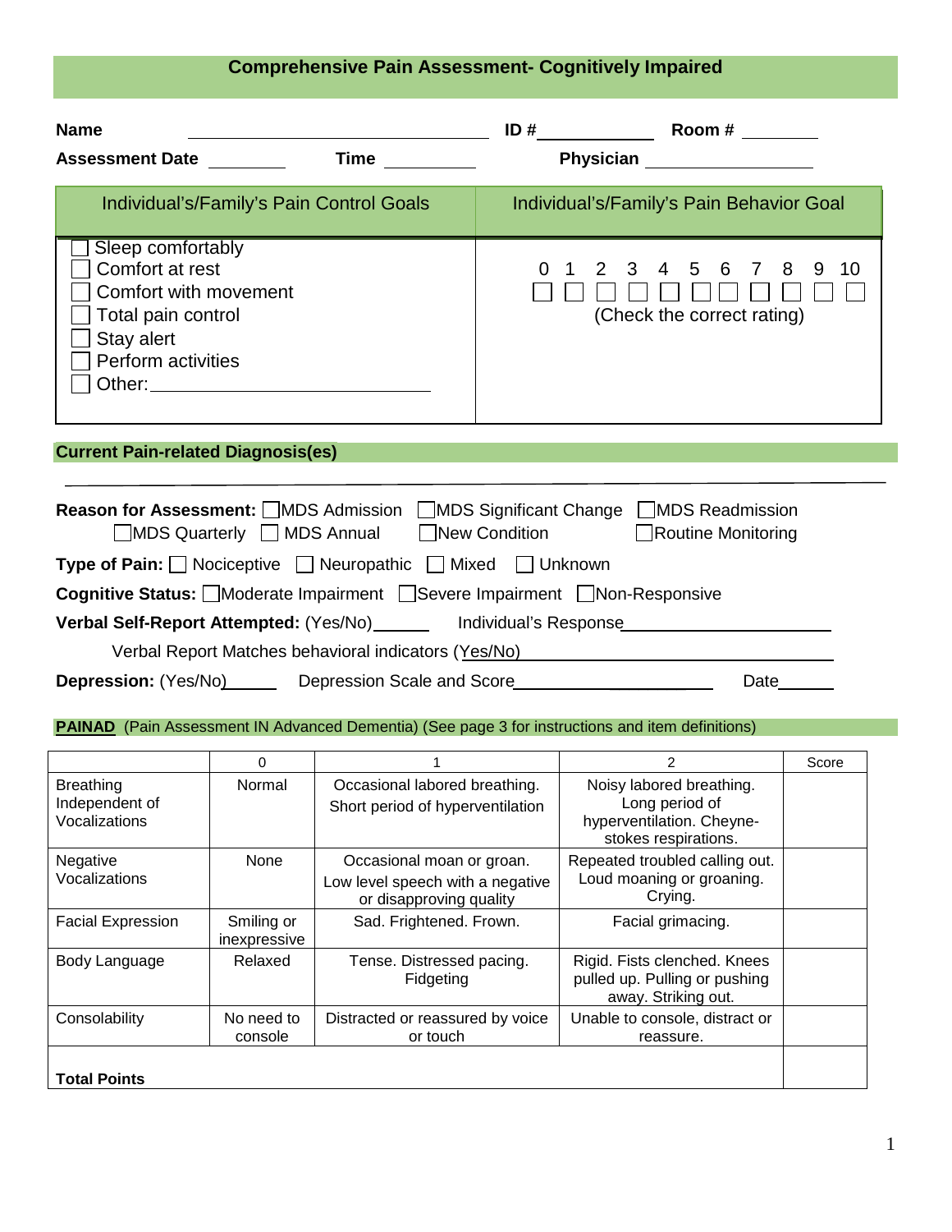# Comprehensive Pain Assessment- Cognitively Impaired

**Name** ______________________________ **ID #** ____________ **Room #** ________

**Assessment Date** ________ **Time** __________ **Physician** ________________

| Individual's/Family's Pain Control Goals | Individual's/Family's Pain Behavior Goal |
|---|---|
| ☐ Sleep comfortably<br>☐ Comfort at rest<br>☐ Comfort with movement<br>☐ Total pain control<br>☐ Stay alert<br>☐ Perform activities<br>☐ Other: ____________________ | 0 1 2 3 4 5 6 7 8 9 10<br>☐ ☐ ☐ ☐ ☐ ☐ ☐ ☐ ☐ ☐ ☐<br>(Check the correct rating) |

## Current Pain-related Diagnosis(es)

_______________________________________________________________________

**Reason for Assessment:** ☐ MDS Admission ☐ MDS Significant Change ☐ MDS Readmission ☐ MDS Quarterly ☐ MDS Annual ☐ New Condition ☐ Routine Monitoring

**Type of Pain:** ☐ Nociceptive ☐ Neuropathic ☐ Mixed ☐ Unknown

**Cognitive Status:** ☐ Moderate Impairment ☐ Severe Impairment ☐ Non-Responsive

**Verbal Self-Report Attempted:** (Yes/No)______ Individual's Response____________________

Verbal Report Matches behavioral indicators (Yes/No)____________________________

**Depression:** (Yes/No)______ Depression Scale and Score____________________ Date______

**PAINAD** (Pain Assessment IN Advanced Dementia) (See page 3 for instructions and item definitions)

| | 0 | 1 | 2 | Score |
|---|---|---|---|---|
| Breathing Independent of Vocalizations | Normal | Occasional labored breathing. Short period of hyperventilation | Noisy labored breathing. Long period of hyperventilation. Cheyne-stokes respirations. | |
| Negative Vocalizations | None | Occasional moan or groan. Low level speech with a negative or disapproving quality | Repeated troubled calling out. Loud moaning or groaning. Crying. | |
| Facial Expression | Smiling or inexpressive | Sad. Frightened. Frown. | Facial grimacing. | |
| Body Language | Relaxed | Tense. Distressed pacing. Fidgeting | Rigid. Fists clenched. Knees pulled up. Pulling or pushing away. Striking out. | |
| Consolability | No need to console | Distracted or reassured by voice or touch | Unable to console, distract or reassure. | |
| **Total Points** | | | | |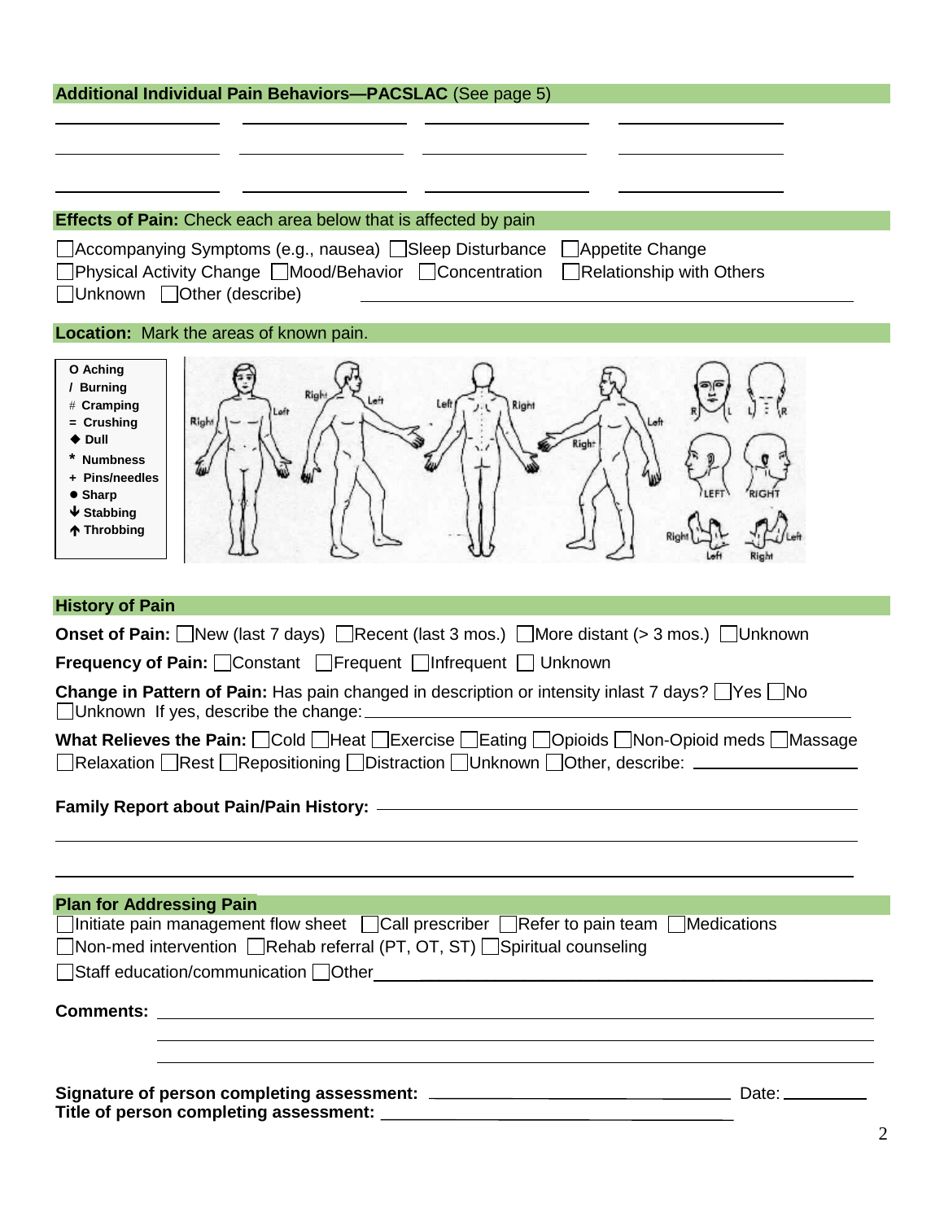## **Additional Individual Pain Behaviors—PACSLAC** (See page 5)

______________ ______________ ______________ ______________

______________ ______________ ______________ ______________

______________ ______________ ______________ ______________

## **Effects of Pain:** Check each area below that is affected by pain

☐ Accompanying Symptoms (e.g., nausea) ☐ Sleep Disturbance ☐ Appetite Change
☐ Physical Activity Change ☐ Mood/Behavior ☐ Concentration ☐ Relationship with Others
☐ Unknown ☐ Other (describe) ______________________________

## **Location:** Mark the areas of known pain.

- O Aching
- / Burning
- # Cramping
- = Crushing
- ◆ Dull
- * Numbness
- + Pins/needles
- ● Sharp
- ↓ Stabbing
- ↑ Throbbing

## **History of Pain**

**Onset of Pain:** ☐ New (last 7 days) ☐ Recent (last 3 mos.) ☐ More distant (> 3 mos.) ☐ Unknown

**Frequency of Pain:** ☐ Constant ☐ Frequent ☐ Infrequent ☐ Unknown

**Change in Pattern of Pain:** Has pain changed in description or intensity inlast 7 days? ☐ Yes ☐ No ☐ Unknown If yes, describe the change: ______________________________

**What Relieves the Pain:** ☐ Cold ☐ Heat ☐ Exercise ☐ Eating ☐ Opioids ☐ Non-Opioid meds ☐ Massage ☐ Relaxation ☐ Rest ☐ Repositioning ☐ Distraction ☐ Unknown ☐ Other, describe: ______________

**Family Report about Pain/Pain History:** ______________________________

______________________________________________________________

______________________________________________________________

## **Plan for Addressing Pain**

☐ Initiate pain management flow sheet ☐ Call prescriber ☐ Refer to pain team ☐ Medications
☐ Non-med intervention ☐ Rehab referral (PT, OT, ST) ☐ Spiritual counseling
☐ Staff education/communication ☐ Other ______________________________

**Comments:** ______________________________________________________________

______________________________________________________________

______________________________________________________________

**Signature of person completing assessment:** ______________________ Date: __________
**Title of person completing assessment:** ______________________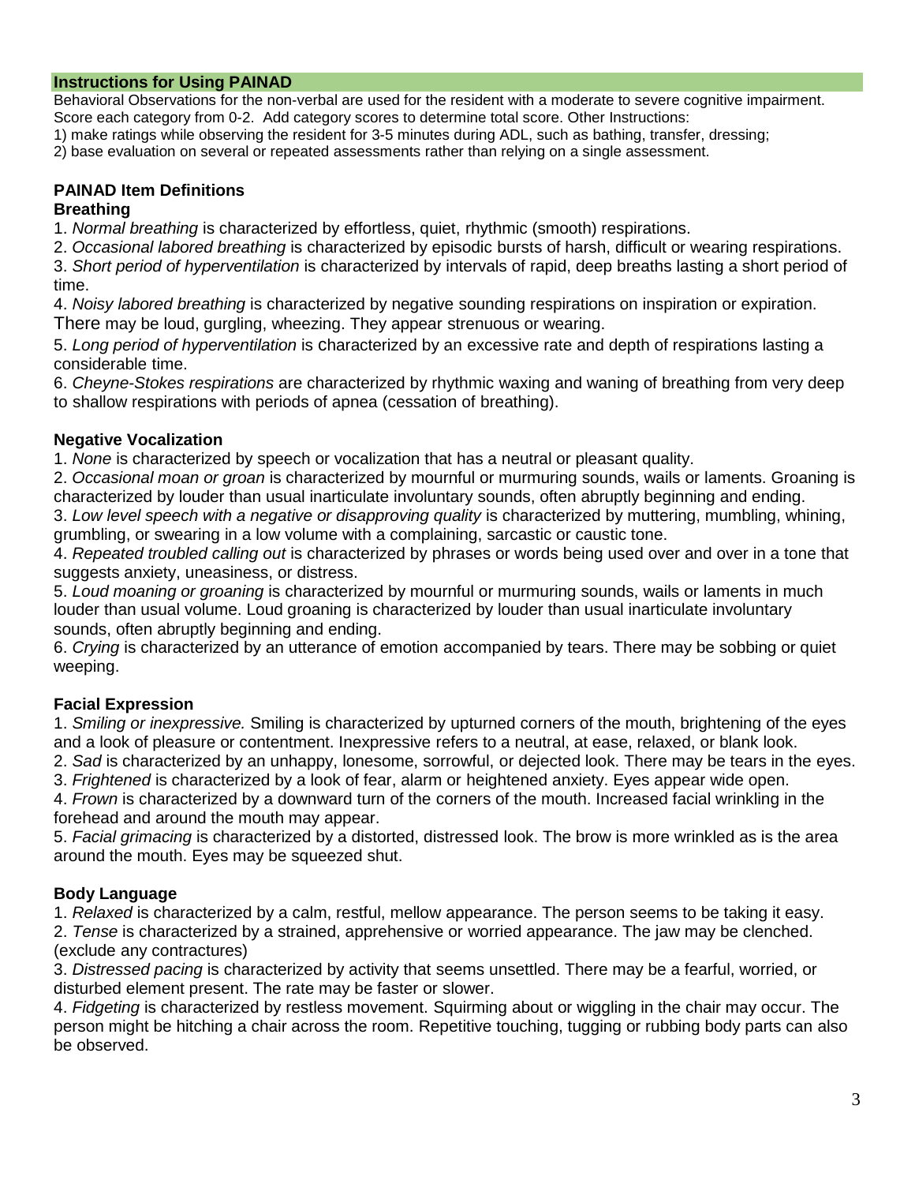## Instructions for Using PAINAD

Behavioral Observations for the non-verbal are used for the resident with a moderate to severe cognitive impairment. Score each category from 0-2. Add category scores to determine total score. Other Instructions:

1) make ratings while observing the resident for 3-5 minutes during ADL, such as bathing, transfer, dressing;

2) base evaluation on several or repeated assessments rather than relying on a single assessment.

### PAINAD Item Definitions

#### Breathing

1. *Normal breathing* is characterized by effortless, quiet, rhythmic (smooth) respirations.
2. *Occasional labored breathing* is characterized by episodic bursts of harsh, difficult or wearing respirations.
3. *Short period of hyperventilation* is characterized by intervals of rapid, deep breaths lasting a short period of time.
4. *Noisy labored breathing* is characterized by negative sounding respirations on inspiration or expiration. There may be loud, gurgling, wheezing. They appear strenuous or wearing.
5. *Long period of hyperventilation* is characterized by an excessive rate and depth of respirations lasting a considerable time.
6. *Cheyne-Stokes respirations* are characterized by rhythmic waxing and waning of breathing from very deep to shallow respirations with periods of apnea (cessation of breathing).

#### Negative Vocalization

1. *None* is characterized by speech or vocalization that has a neutral or pleasant quality.
2. *Occasional moan or groan* is characterized by mournful or murmuring sounds, wails or laments. Groaning is characterized by louder than usual inarticulate involuntary sounds, often abruptly beginning and ending.
3. *Low level speech with a negative or disapproving quality* is characterized by muttering, mumbling, whining, grumbling, or swearing in a low volume with a complaining, sarcastic or caustic tone.
4. *Repeated troubled calling out* is characterized by phrases or words being used over and over in a tone that suggests anxiety, uneasiness, or distress.
5. *Loud moaning or groaning* is characterized by mournful or murmuring sounds, wails or laments in much louder than usual volume. Loud groaning is characterized by louder than usual inarticulate involuntary sounds, often abruptly beginning and ending.
6. *Crying* is characterized by an utterance of emotion accompanied by tears. There may be sobbing or quiet weeping.

#### Facial Expression

1. *Smiling or inexpressive.* Smiling is characterized by upturned corners of the mouth, brightening of the eyes and a look of pleasure or contentment. Inexpressive refers to a neutral, at ease, relaxed, or blank look.
2. *Sad* is characterized by an unhappy, lonesome, sorrowful, or dejected look. There may be tears in the eyes.
3. *Frightened* is characterized by a look of fear, alarm or heightened anxiety. Eyes appear wide open.
4. *Frown* is characterized by a downward turn of the corners of the mouth. Increased facial wrinkling in the forehead and around the mouth may appear.
5. *Facial grimacing* is characterized by a distorted, distressed look. The brow is more wrinkled as is the area around the mouth. Eyes may be squeezed shut.

#### Body Language

1. *Relaxed* is characterized by a calm, restful, mellow appearance. The person seems to be taking it easy.
2. *Tense* is characterized by a strained, apprehensive or worried appearance. The jaw may be clenched. (exclude any contractures)
3. *Distressed pacing* is characterized by activity that seems unsettled. There may be a fearful, worried, or disturbed element present. The rate may be faster or slower.
4. *Fidgeting* is characterized by restless movement. Squirming about or wiggling in the chair may occur. The person might be hitching a chair across the room. Repetitive touching, tugging or rubbing body parts can also be observed.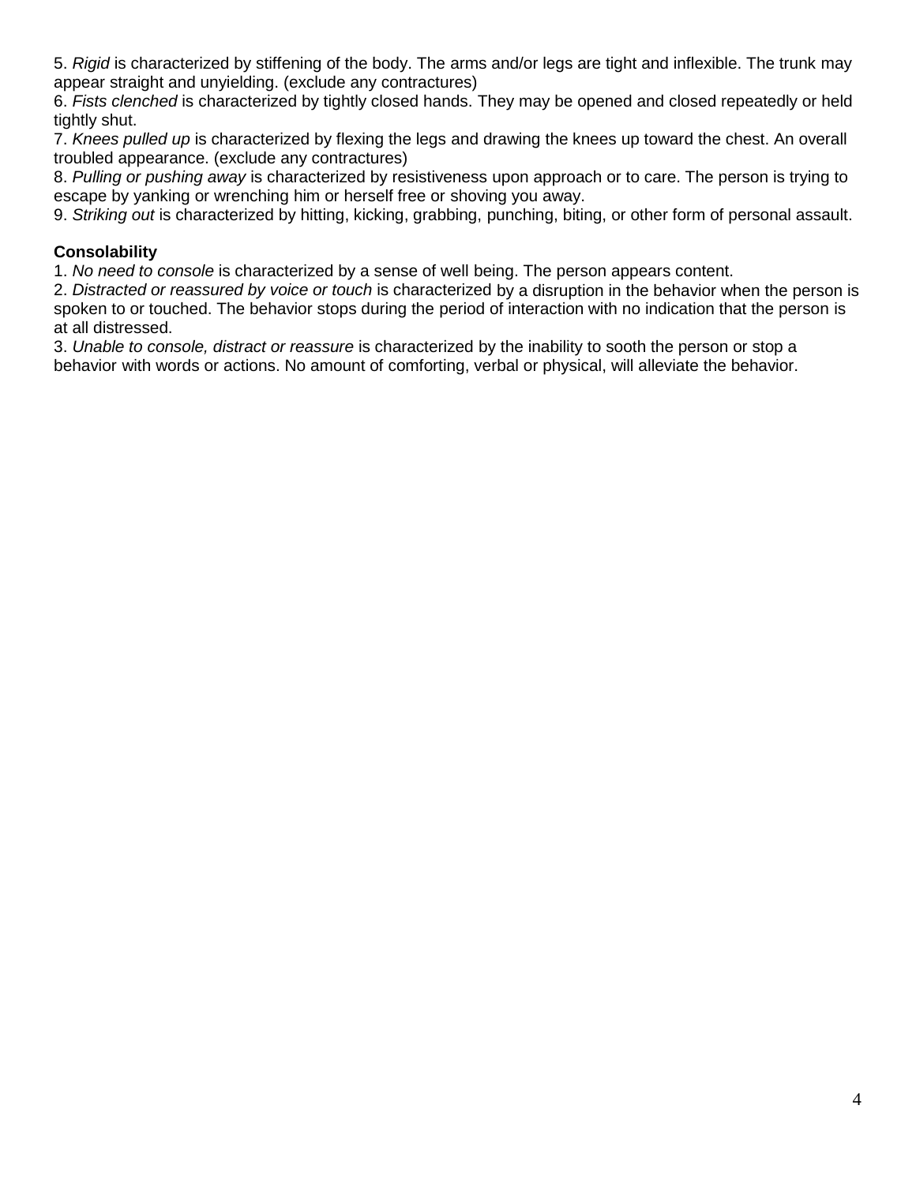5. *Rigid* is characterized by stiffening of the body. The arms and/or legs are tight and inflexible. The trunk may appear straight and unyielding. (exclude any contractures)

6. *Fists clenched* is characterized by tightly closed hands. They may be opened and closed repeatedly or held tightly shut.

7. *Knees pulled up* is characterized by flexing the legs and drawing the knees up toward the chest. An overall troubled appearance. (exclude any contractures)

8. *Pulling or pushing away* is characterized by resistiveness upon approach or to care. The person is trying to escape by yanking or wrenching him or herself free or shoving you away.

9. *Striking out* is characterized by hitting, kicking, grabbing, punching, biting, or other form of personal assault.

**Consolability**

1. *No need to console* is characterized by a sense of well being. The person appears content.

2. *Distracted or reassured by voice or touch* is characterized by a disruption in the behavior when the person is spoken to or touched. The behavior stops during the period of interaction with no indication that the person is at all distressed.

3. *Unable to console, distract or reassure* is characterized by the inability to sooth the person or stop a behavior with words or actions. No amount of comforting, verbal or physical, will alleviate the behavior.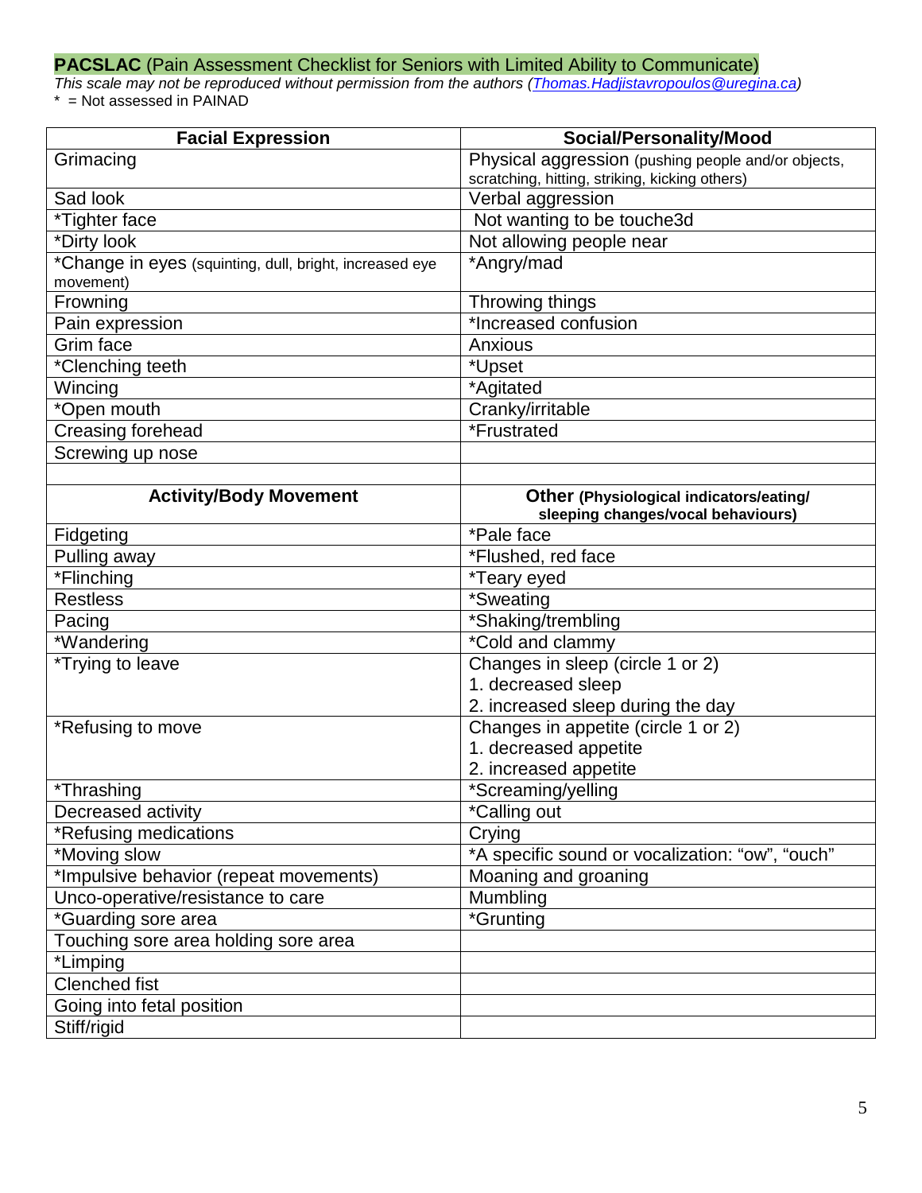**PACSLAC** (Pain Assessment Checklist for Seniors with Limited Ability to Communicate)

*This scale may not be reproduced without permission from the authors (Thomas.Hadjistavropoulos@uregina.ca)*

\* = Not assessed in PAINAD

| **Facial Expression** | **Social/Personality/Mood** |
|---|---|
| Grimacing | Physical aggression (pushing people and/or objects, scratching, hitting, striking, kicking others) |
| Sad look | Verbal aggression |
| *Tighter face | Not wanting to be touche3d |
| *Dirty look | Not allowing people near |
| *Change in eyes (squinting, dull, bright, increased eye movement) | *Angry/mad |
| Frowning | Throwing things |
| Pain expression | *Increased confusion |
| Grim face | Anxious |
| *Clenching teeth | *Upset |
| Wincing | *Agitated |
| *Open mouth | Cranky/irritable |
| Creasing forehead | *Frustrated |
| Screwing up nose | |
| | |
| **Activity/Body Movement** | **Other (Physiological indicators/eating/ sleeping changes/vocal behaviours)** |
| Fidgeting | *Pale face |
| Pulling away | *Flushed, red face |
| *Flinching | *Teary eyed |
| Restless | *Sweating |
| Pacing | *Shaking/trembling |
| *Wandering | *Cold and clammy |
| *Trying to leave | Changes in sleep (circle 1 or 2)<br>1. decreased sleep<br>2. increased sleep during the day |
| *Refusing to move | Changes in appetite (circle 1 or 2)<br>1. decreased appetite<br>2. increased appetite |
| *Thrashing | *Screaming/yelling |
| Decreased activity | *Calling out |
| *Refusing medications | Crying |
| *Moving slow | *A specific sound or vocalization: “ow”, “ouch” |
| *Impulsive behavior (repeat movements) | Moaning and groaning |
| Unco-operative/resistance to care | Mumbling |
| *Guarding sore area | *Grunting |
| Touching sore area holding sore area | |
| *Limping | |
| Clenched fist | |
| Going into fetal position | |
| Stiff/rigid | |